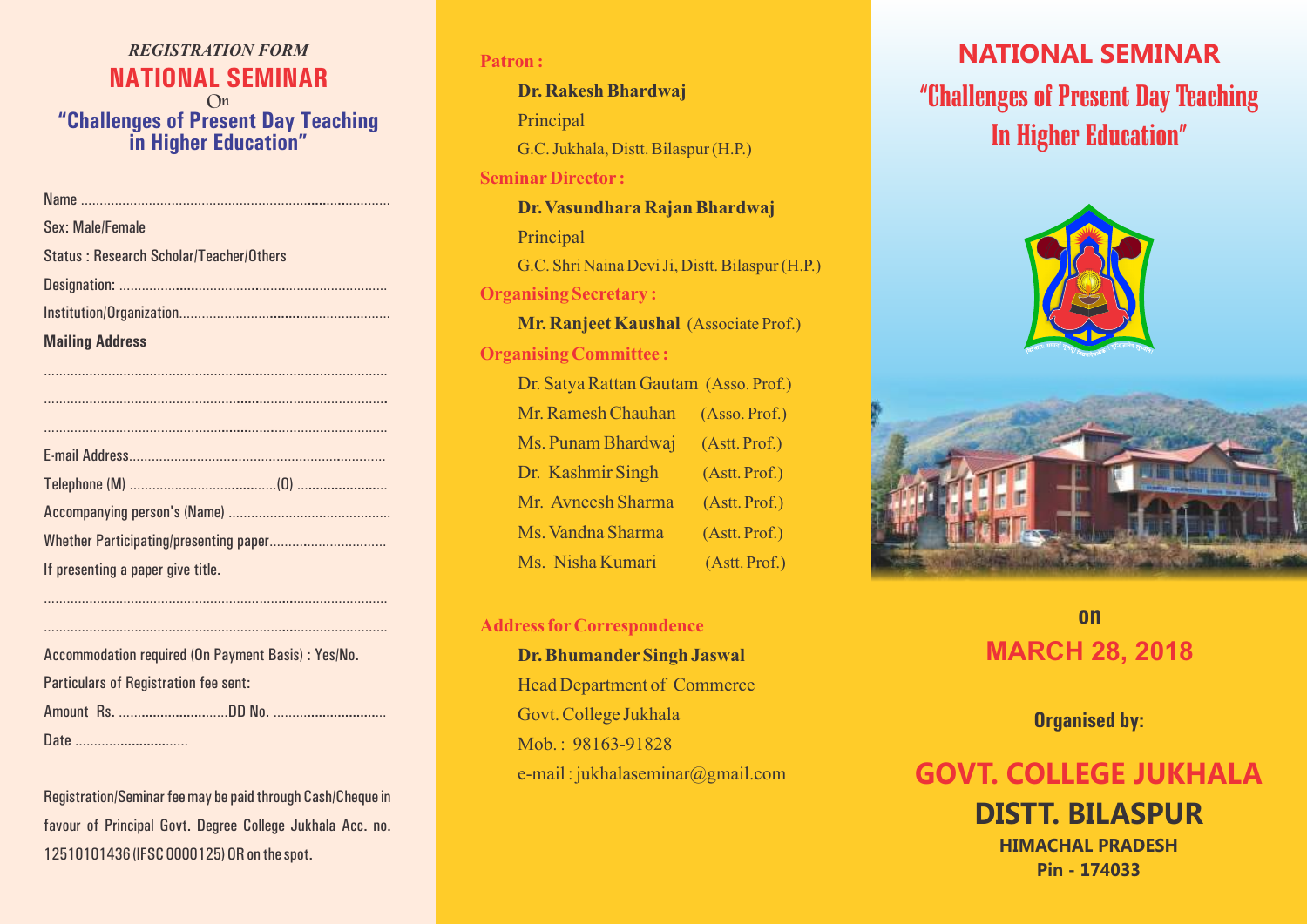*REGISTRATION FORM*

## NATIONAL SEMINAR

On

### "Challenges of Present Day Teaching in Higher Education"

Name ..................................................................................

Sex: Male/Female

Status : Research Scholar/Teacher/Others

Designation: ......................................................................

Institution/Organization.......................................................

**Mailing Address**

..........................................................................................

..........................................................................................

..........................................................................................

E-mail Address....................................................................

Telephone (M) .......................................(O) ......................

Accompanying person's (Name) ...........................................

Whether Participating/presenting paper...............................

If presenting a paper give title.

..........................................................................................

..........................................................................................

Accommodation required (On Payment Basis) : Yes/No.

Particulars of Registration fee sent:

Amount Rs. .............................DD No. ..............................

Date .............................

Registration/Seminar fee may be paid through Cash/Cheque in favour of Principal Govt. Degree College Jukhala Acc. no. 12510101436 (IFSC 0000125) OR on the spot.

**Patron :**

**Dr. Rakesh Bhardwaj**
Principal
G.C. Jukhala, Distt. Bilaspur (H.P.)

**Seminar Director :**

**Dr. Vasundhara Rajan Bhardwaj**
Principal
G.C. Shri Naina Devi Ji, Distt. Bilaspur (H.P.)

**Organising Secretary :**

**Mr. Ranjeet Kaushal** (Associate Prof.)

**Organising Committee :**

Dr. Satya Rattan Gautam (Asso. Prof.)
Mr. Ramesh Chauhan (Asso. Prof.)
Ms. Punam Bhardwaj (Astt. Prof.)
Dr. Kashmir Singh (Astt. Prof.)
Mr. Avneesh Sharma (Astt. Prof.)
Ms. Vandna Sharma (Astt. Prof.)
Ms. Nisha Kumari (Astt. Prof.)

**Address for Correspondence**

**Dr. Bhumander Singh Jaswal**
Head Department of Commerce
Govt. College Jukhala
Mob. : 98163-91828
e-mail : jukhalaseminar@gmail.com

# NATIONAL SEMINAR

## "Challenges of Present Day Teaching In Higher Education"

on

**MARCH 28, 2018**

**Organised by:**

## GOVT. COLLEGE JUKHALA

## DISTT. BILASPUR

**HIMACHAL PRADESH**

**Pin - 174033**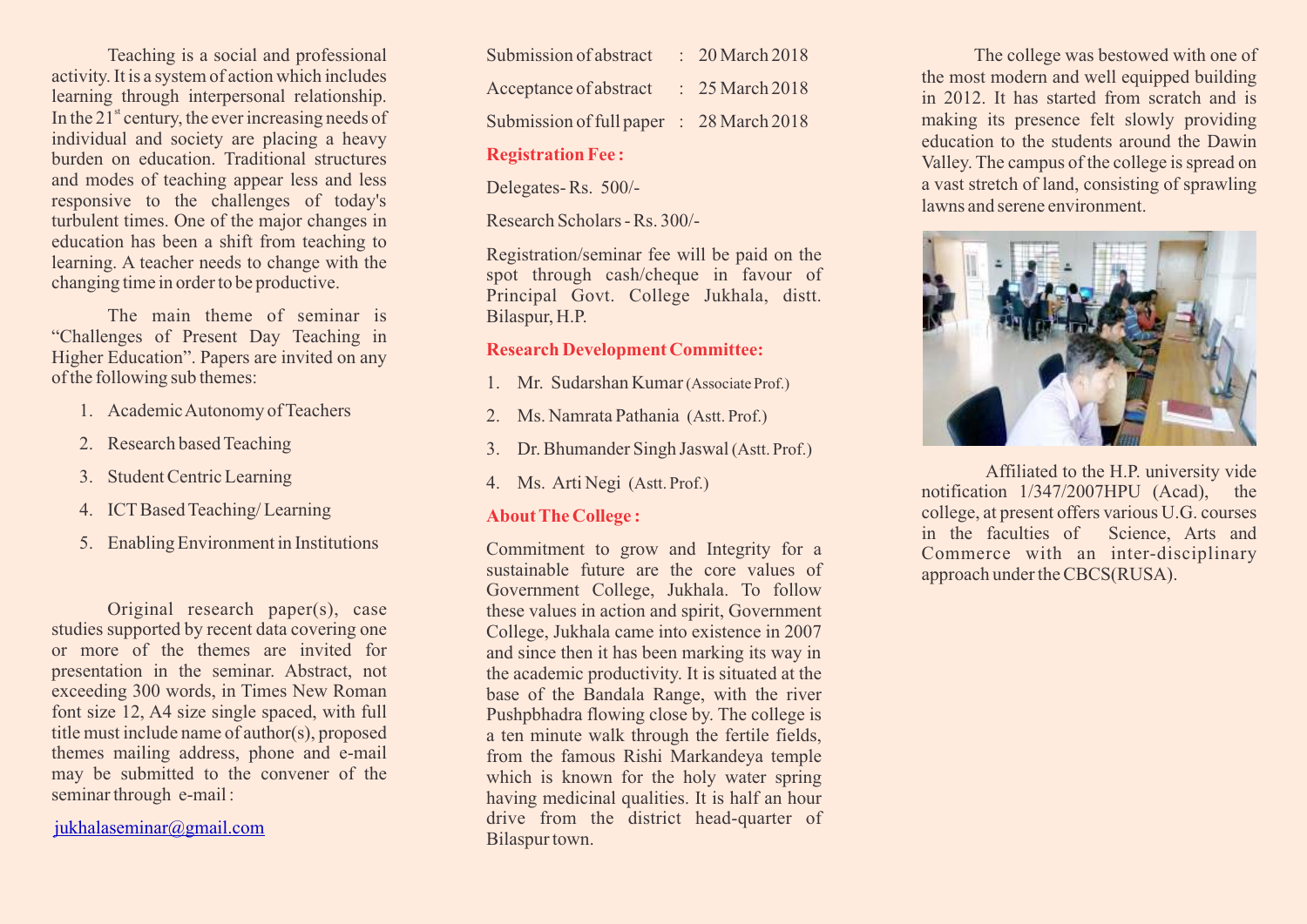Teaching is a social and professional activity. It is a system of action which includes learning through interpersonal relationship. In the 21st century, the ever increasing needs of individual and society are placing a heavy burden on education. Traditional structures and modes of teaching appear less and less responsive to the challenges of today's turbulent times. One of the major changes in education has been a shift from teaching to learning. A teacher needs to change with the changing time in order to be productive.

The main theme of seminar is "Challenges of Present Day Teaching in Higher Education". Papers are invited on any of the following sub themes:

1. Academic Autonomy of Teachers
2. Research based Teaching
3. Student Centric Learning
4. ICT Based Teaching/ Learning
5. Enabling Environment in Institutions

Original research paper(s), case studies supported by recent data covering one or more of the themes are invited for presentation in the seminar. Abstract, not exceeding 300 words, in Times New Roman font size 12, A4 size single spaced, with full title must include name of author(s), proposed themes mailing address, phone and e-mail may be submitted to the convener of the seminar through e-mail :

jukhalaseminar@gmail.com

Submission of abstract : 20 March 2018

Acceptance of abstract : 25 March 2018

Submission of full paper : 28 March 2018

**Registration Fee :**

Delegates- Rs. 500/-

Research Scholars - Rs. 300/-

Registration/seminar fee will be paid on the spot through cash/cheque in favour of Principal Govt. College Jukhala, distt. Bilaspur, H.P.

**Research Development Committee:**

1. Mr. Sudarshan Kumar (Associate Prof.)
2. Ms. Namrata Pathania (Astt. Prof.)
3. Dr. Bhumander Singh Jaswal (Astt. Prof.)
4. Ms. Arti Negi (Astt. Prof.)

**About The College :**

Commitment to grow and Integrity for a sustainable future are the core values of Government College, Jukhala. To follow these values in action and spirit, Government College, Jukhala came into existence in 2007 and since then it has been marking its way in the academic productivity. It is situated at the base of the Bandala Range, with the river Pushpbhadra flowing close by. The college is a ten minute walk through the fertile fields, from the famous Rishi Markandeya temple which is known for the holy water spring having medicinal qualities. It is half an hour drive from the district head-quarter of Bilaspur town.

The college was bestowed with one of the most modern and well equipped building in 2012. It has started from scratch and is making its presence felt slowly providing education to the students around the Dawin Valley. The campus of the college is spread on a vast stretch of land, consisting of sprawling lawns and serene environment.

Affiliated to the H.P. university vide notification 1/347/2007HPU (Acad), the college, at present offers various U.G. courses in the faculties of Science, Arts and Commerce with an inter-disciplinary approach under the CBCS(RUSA).